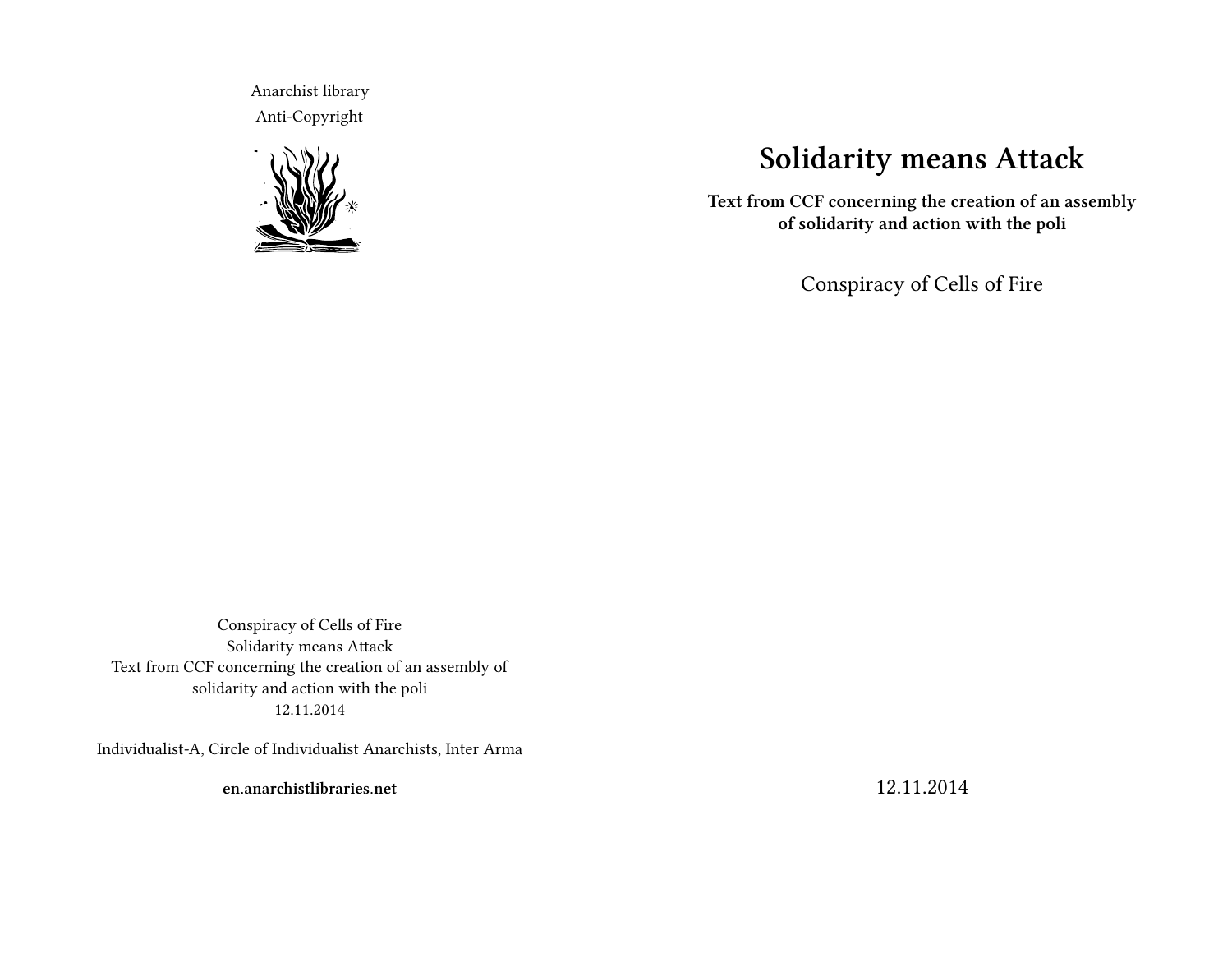# Solidarity means Attack

**Text from CCF concerning the creation of an assembly of solidarity and action with the poli**

Conspiracy of Cells of Fire

12.11.2014

Anarchist library
Anti-Copyright

Conspiracy of Cells of Fire
Solidarity means Attack
Text from CCF concerning the creation of an assembly of solidarity and action with the poli
12.11.2014

Individualist-A, Circle of Individualist Anarchists, Inter Arma

**en.anarchistlibraries.net**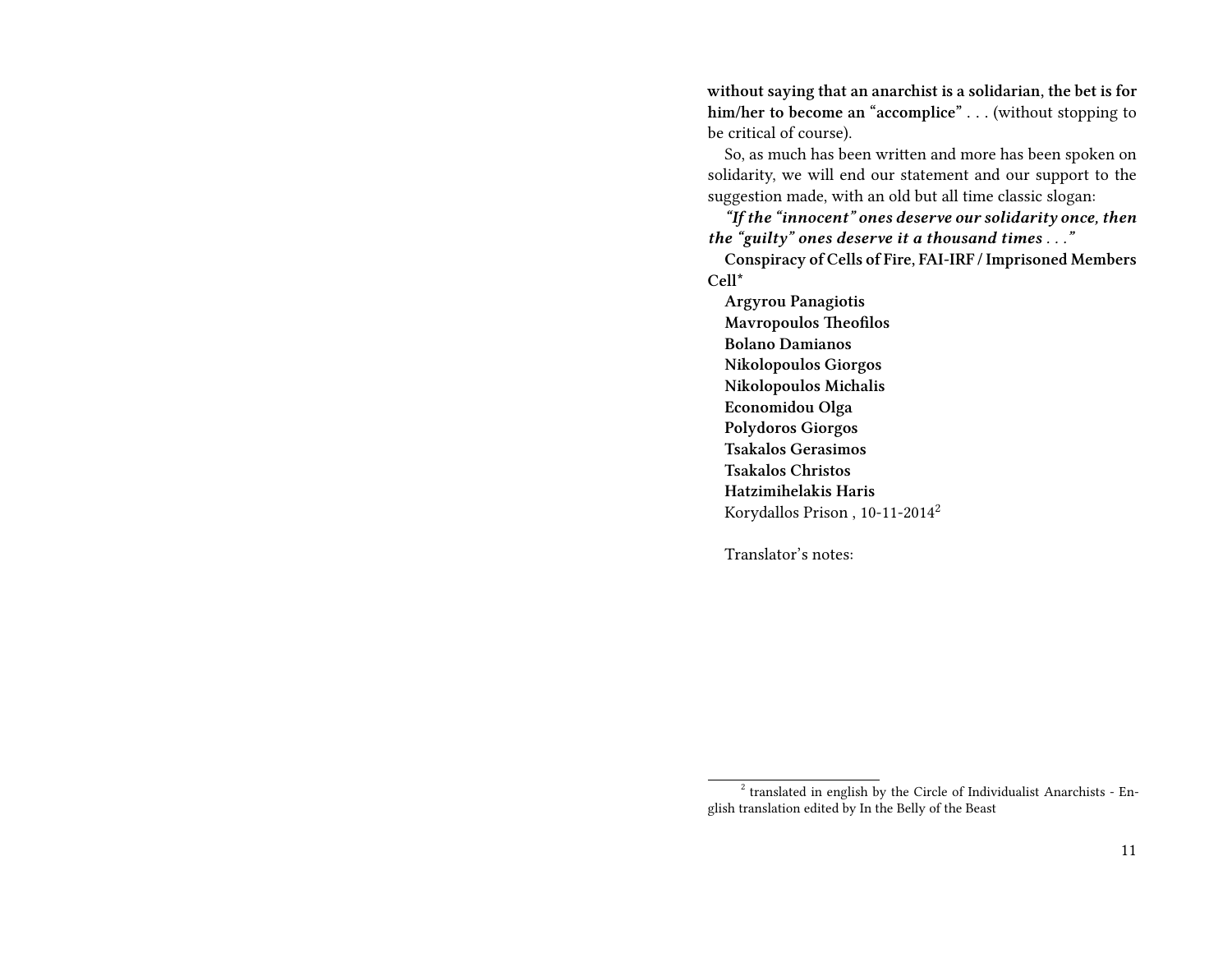**without saying that an anarchist is a solidarian, the bet is for him/her to become an "accomplice"** . . . (without stopping to be critical of course).

So, as much has been written and more has been spoken on solidarity, we will end our statement and our support to the suggestion made, with an old but all time classic slogan:

***"If the "innocent" ones deserve our solidarity once, then the "guilty" ones deserve it a thousand times . . ."***

**Conspiracy of Cells of Fire, FAI-IRF / Imprisoned Members Cell***

**Argyrou Panagiotis**
**Mavropoulos Theofilos**
**Bolano Damianos**
**Nikolopoulos Giorgos**
**Nikolopoulos Michalis**
**Economidou Olga**
**Polydoros Giorgos**
**Tsakalos Gerasimos**
**Tsakalos Christos**
**Hatzimihelakis Haris**

Korydallos Prison , 10-11-2014[2]

Translator's notes:

[2] translated in english by the Circle of Individualist Anarchists - English translation edited by In the Belly of the Beast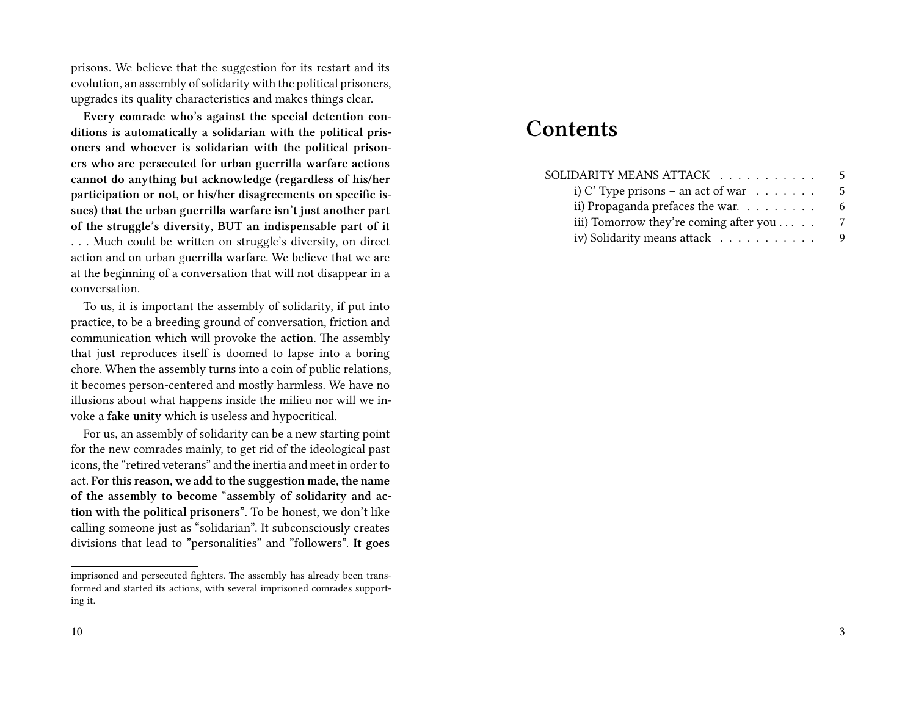prisons. We believe that the suggestion for its restart and its evolution, an assembly of solidarity with the political prisoners, upgrades its quality characteristics and makes things clear.

**Every comrade who's against the special detention conditions is automatically a solidarian with the political prisoners and whoever is solidarian with the political prisoners who are persecuted for urban guerrilla warfare actions cannot do anything but acknowledge (regardless of his/her participation or not, or his/her disagreements on specific issues) that the urban guerrilla warfare isn't just another part of the struggle's diversity, BUT an indispensable part of it** . . . Much could be written on struggle's diversity, on direct action and on urban guerrilla warfare. We believe that we are at the beginning of a conversation that will not disappear in a conversation.

To us, it is important the assembly of solidarity, if put into practice, to be a breeding ground of conversation, friction and communication which will provoke the **action**. The assembly that just reproduces itself is doomed to lapse into a boring chore. When the assembly turns into a coin of public relations, it becomes person-centered and mostly harmless. We have no illusions about what happens inside the milieu nor will we invoke a **fake unity** which is useless and hypocritical.

For us, an assembly of solidarity can be a new starting point for the new comrades mainly, to get rid of the ideological past icons, the "retired veterans" and the inertia and meet in order to act. **For this reason, we add to the suggestion made, the name of the assembly to become "assembly of solidarity and action with the political prisoners"**. To be honest, we don't like calling someone just as "solidarian". It subconsciously creates divisions that lead to "personalities" and "followers". **It goes**

imprisoned and persecuted fighters. The assembly has already been transformed and started its actions, with several imprisoned comrades supporting it.

# Contents

- SOLIDARITY MEANS ATTACK . . . . . . . . . . . 5
  - i) C' Type prisons – an act of war . . . . . . . 5
  - ii) Propaganda prefaces the war. . . . . . . . . 6
  - iii) Tomorrow they're coming after you . . . . . 7
  - iv) Solidarity means attack . . . . . . . . . . . 9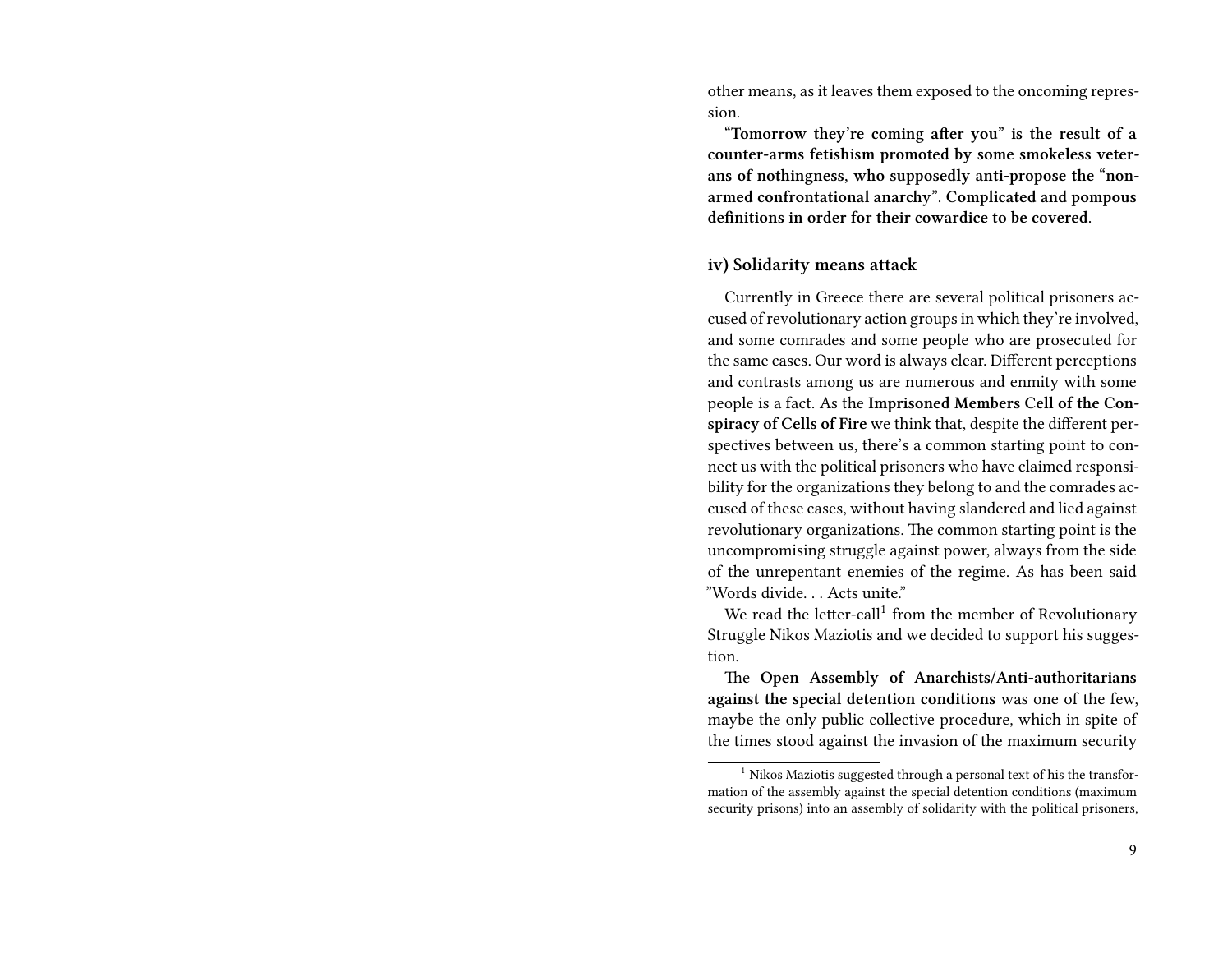other means, as it leaves them exposed to the oncoming repression.

**"Tomorrow they're coming after you" is the result of a counter-arms fetishism promoted by some smokeless veterans of nothingness, who supposedly anti-propose the "non-armed confrontational anarchy". Complicated and pompous definitions in order for their cowardice to be covered**.

### iv) Solidarity means attack

Currently in Greece there are several political prisoners accused of revolutionary action groups in which they're involved, and some comrades and some people who are prosecuted for the same cases. Our word is always clear. Different perceptions and contrasts among us are numerous and enmity with some people is a fact. As the **Imprisoned Members Cell of the Conspiracy of Cells of Fire** we think that, despite the different perspectives between us, there's a common starting point to connect us with the political prisoners who have claimed responsibility for the organizations they belong to and the comrades accused of these cases, without having slandered and lied against revolutionary organizations. The common starting point is the uncompromising struggle against power, always from the side of the unrepentant enemies of the regime. As has been said "Words divide. . . Acts unite."

We read the letter-call[1] from the member of Revolutionary Struggle Nikos Maziotis and we decided to support his suggestion.

The **Open Assembly of Anarchists/Anti-authoritarians against the special detention conditions** was one of the few, maybe the only public collective procedure, which in spite of the times stood against the invasion of the maximum security

[1] Nikos Maziotis suggested through a personal text of his the transformation of the assembly against the special detention conditions (maximum security prisons) into an assembly of solidarity with the political prisoners,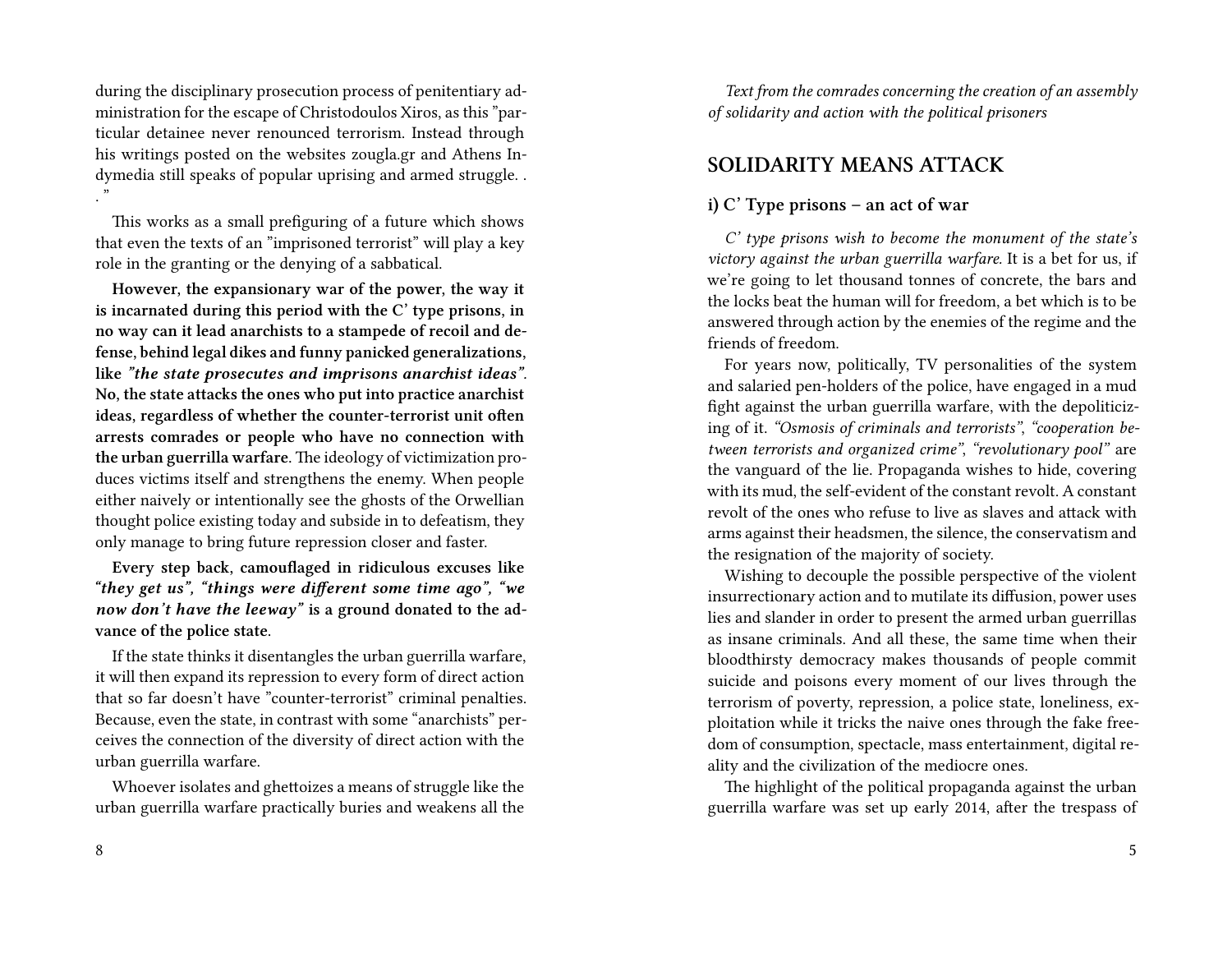during the disciplinary prosecution process of penitentiary administration for the escape of Christodoulos Xiros, as this "particular detainee never renounced terrorism. Instead through his writings posted on the websites zougla.gr and Athens Indymedia still speaks of popular uprising and armed struggle. . . "

This works as a small prefiguring of a future which shows that even the texts of an "imprisoned terrorist" will play a key role in the granting or the denying of a sabbatical.

**However, the expansionary war of the power, the way it is incarnated during this period with the C' type prisons, in no way can it lead anarchists to a stampede of recoil and defense, behind legal dikes and funny panicked generalizations, like *"the state prosecutes and imprisons anarchist ideas"*. No, the state attacks the ones who put into practice anarchist ideas, regardless of whether the counter-terrorist unit often arrests comrades or people who have no connection with the urban guerrilla warfare.** The ideology of victimization produces victims itself and strengthens the enemy. When people either naively or intentionally see the ghosts of the Orwellian thought police existing today and subside in to defeatism, they only manage to bring future repression closer and faster.

**Every step back, camouflaged in ridiculous excuses like *"they get us", "things were different some time ago", "we now don't have the leeway"* is a ground donated to the advance of the police state.**

If the state thinks it disentangles the urban guerrilla warfare, it will then expand its repression to every form of direct action that so far doesn't have "counter-terrorist" criminal penalties. Because, even the state, in contrast with some "anarchists" perceives the connection of the diversity of direct action with the urban guerrilla warfare.

Whoever isolates and ghettoizes a means of struggle like the urban guerrilla warfare practically buries and weakens all the

*Text from the comrades concerning the creation of an assembly of solidarity and action with the political prisoners*

## SOLIDARITY MEANS ATTACK

### i) C' Type prisons – an act of war

*C' type prisons wish to become the monument of the state's victory against the urban guerrilla warfare.* It is a bet for us, if we're going to let thousand tonnes of concrete, the bars and the locks beat the human will for freedom, a bet which is to be answered through action by the enemies of the regime and the friends of freedom.

For years now, politically, TV personalities of the system and salaried pen-holders of the police, have engaged in a mud fight against the urban guerrilla warfare, with the depoliticizing of it. *"Osmosis of criminals and terrorists", "cooperation between terrorists and organized crime", "revolutionary pool"* are the vanguard of the lie. Propaganda wishes to hide, covering with its mud, the self-evident of the constant revolt. A constant revolt of the ones who refuse to live as slaves and attack with arms against their headsmen, the silence, the conservatism and the resignation of the majority of society.

Wishing to decouple the possible perspective of the violent insurrectionary action and to mutilate its diffusion, power uses lies and slander in order to present the armed urban guerrillas as insane criminals. And all these, the same time when their bloodthirsty democracy makes thousands of people commit suicide and poisons every moment of our lives through the terrorism of poverty, repression, a police state, loneliness, exploitation while it tricks the naive ones through the fake freedom of consumption, spectacle, mass entertainment, digital reality and the civilization of the mediocre ones.

The highlight of the political propaganda against the urban guerrilla warfare was set up early 2014, after the trespass of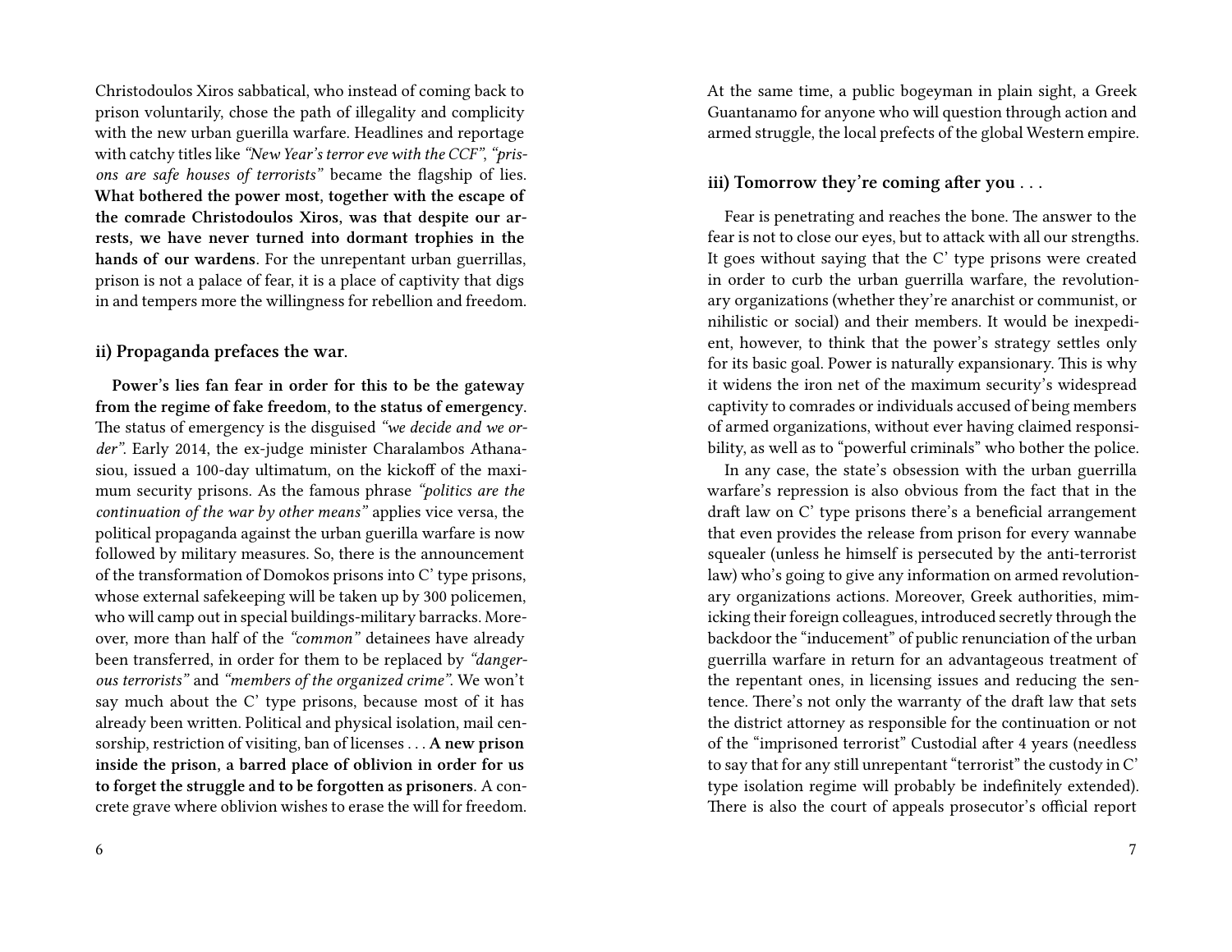Christodoulos Xiros sabbatical, who instead of coming back to prison voluntarily, chose the path of illegality and complicity with the new urban guerilla warfare. Headlines and reportage with catchy titles like *"New Year's terror eve with the CCF"*, *"prisons are safe houses of terrorists"* became the flagship of lies. **What bothered the power most, together with the escape of the comrade Christodoulos Xiros, was that despite our arrests, we have never turned into dormant trophies in the hands of our wardens**. For the unrepentant urban guerillas, prison is not a palace of fear, it is a place of captivity that digs in and tempers more the willingness for rebellion and freedom.

### ii) Propaganda prefaces the war.

**Power's lies fan fear in order for this to be the gateway from the regime of fake freedom, to the status of emergency**. The status of emergency is the disguised *"we decide and we order"*. Early 2014, the ex-judge minister Charalambos Athanasiou, issued a 100-day ultimatum, on the kickoff of the maximum security prisons. As the famous phrase *"politics are the continuation of the war by other means"* applies vice versa, the political propaganda against the urban gerilla warfare is now followed by military measures. So, there is the announcement of the transformation of Domokos prisons into C' type prisons, whose external safekeeping will be taken up by 300 policemen, who will camp out in special buildings-military barracks. Moreover, more than half of the *"common"* detainees have already been transferred, in order for them to be replaced by *"dangerous terrorists"* and *"members of the organized crime"*. We won't say much about the C' type prisons, because most of it has already been written. Political and physical isolation, mail censorship, restriction of visiting, ban of licenses . . . **A new prison inside the prison, a barred place of oblivion in order for us to forget the struggle and to be forgotten as prisoners**. A concrete grave where oblivion wishes to erase the will for freedom. At the same time, a public bogeyman in plain sight, a Greek Guantanamo for anyone who will question through action and armed struggle, the local prefects of the global Western empire.

### iii) Tomorrow they're coming after you . . .

Fear is penetrating and reaches the bone. The answer to the fear is not to close our eyes, but to attack with all our strengths. It goes without saying that the C' type prisons were created in order to curb the urban guerrilla warfare, the revolutionary organizations (whether they're anarchist or communist, or nihilistic or social) and their members. It would be inexpedient, however, to think that the power's strategy settles only for its basic goal. Power is naturally expansionary. This is why it widens the iron net of the maximum security's widespread captivity to comrades or individuals accused of being members of armed organizations, without ever having claimed responsibility, as well as to "powerful criminals" who bother the police.

In any case, the state's obsession with the urban guerrilla warfare's repression is also obvious from the fact that in the draft law on C' type prisons there's a beneficial arrangement that even provides the release from prison for every wannabe squealer (unless he himself is persecuted by the anti-terrorist law) who's going to give any information on armed revolutionary organizations actions. Moreover, Greek authorities, mimicking their foreign colleagues, introduced secretly through the backdoor the "inducement" of public renunciation of the urban guerrilla warfare in return for an advantageous treatment of the repentant ones, in licensing issues and reducing the sentence. There's not only the warranty of the draft law that sets the district attorney as responsible for the continuation or not of the "imprisoned terrorist" Custodial after 4 years (needless to say that for any still unrepentant "terrorist" the custody in C' type isolation regime will probably be indefinitely extended). There is also the court of appeals prosecutor's official report